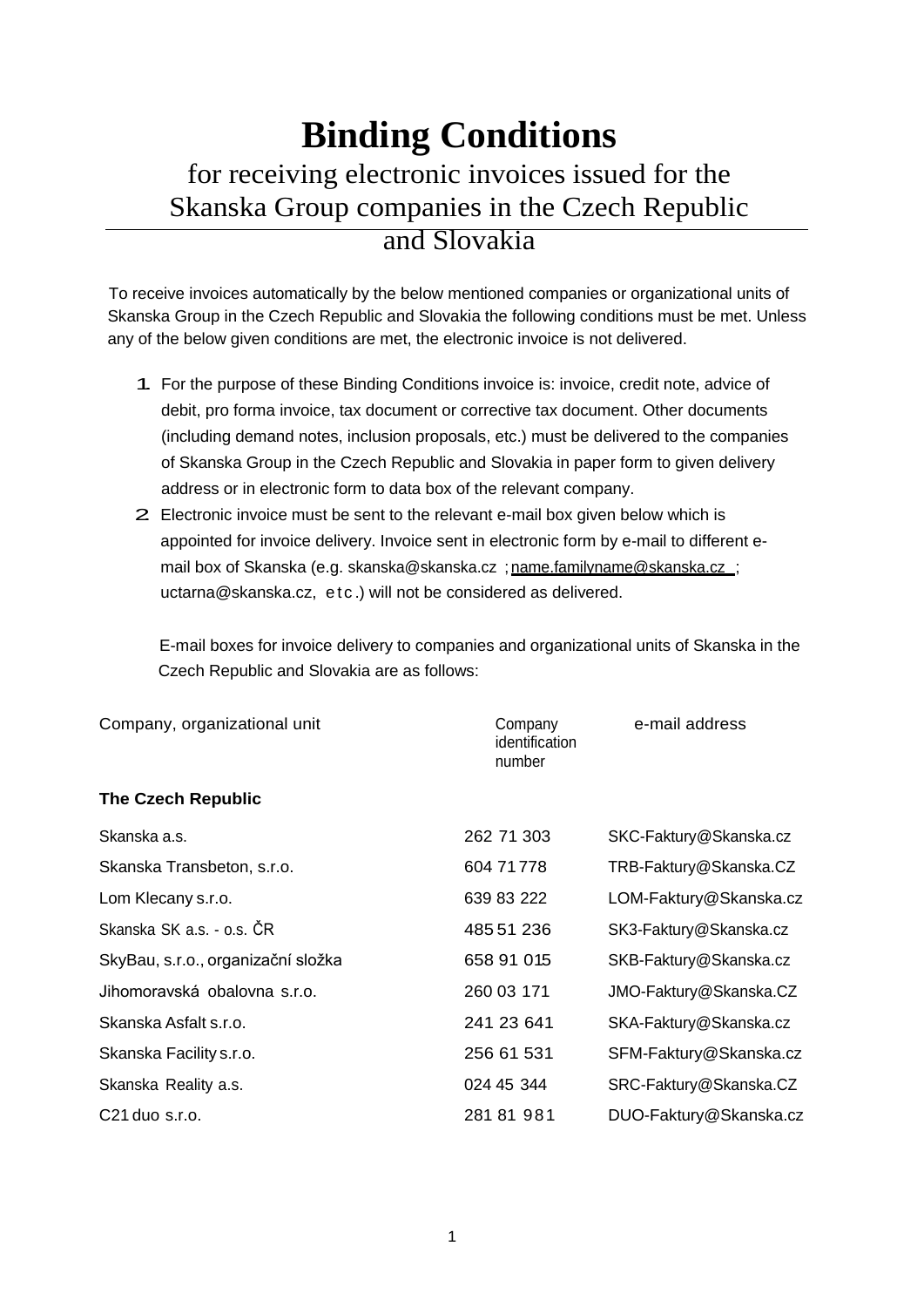# Binding Conditions

for receiving electronic invoices issued for the Skanska Group companies in the Czech Republic and Slovakia

To receive invoices automatically by the below mentioned companies or organizational units of Skanska Group in the Czech Republic and Slovakia the following conditions must be met. Unless any of the below given conditions are met, the electronic invoice is not delivered.

1. For the purpose of these Binding Conditions invoice is: invoice, credit note, advice of debit, pro forma invoice, tax document or corrective tax document. Other documents (including demand notes, inclusion proposals, etc.) must be delivered to the companies of Skanska Group in the Czech Republic and Slovakia in paper form to given delivery address or in electronic form to data box of the relevant company.
2. Electronic invoice must be sent to the relevant e-mail box given below which is appointed for invoice delivery. Invoice sent in electronic form by e-mail to different e-mail box of Skanska (e.g. skanska@skanska.cz ; name.familyname@skanska.cz ; uctarna@skanska.cz, etc.) will not be considered as delivered.

   E-mail boxes for invoice delivery to companies and organizational units of Skanska in the Czech Republic and Slovakia are as follows:

| Company, organizational unit | Company identification number | e-mail address |
|---|---|---|
| **The Czech Republic** | | |
| Skanska a.s. | 262 71 303 | SKC-Faktury@Skanska.cz |
| Skanska Transbeton, s.r.o. | 604 71 778 | TRB-Faktury@Skanska.CZ |
| Lom Klecany s.r.o. | 639 83 222 | LOM-Faktury@Skanska.cz |
| Skanska SK a.s. - o.s. ČR | 485 51 236 | SK3-Faktury@Skanska.cz |
| SkyBau, s.r.o., organizační složka | 658 91 015 | SKB-Faktury@Skanska.cz |
| Jihomoravská obalovna s.r.o. | 260 03 171 | JMO-Faktury@Skanska.CZ |
| Skanska Asfalt s.r.o. | 241 23 641 | SKA-Faktury@Skanska.cz |
| Skanska Facility s.r.o. | 256 61 531 | SFM-Faktury@Skanska.cz |
| Skanska Reality a.s. | 024 45 344 | SRC-Faktury@Skanska.CZ |
| C21 duo s.r.o. | 281 81 981 | DUO-Faktury@Skanska.cz |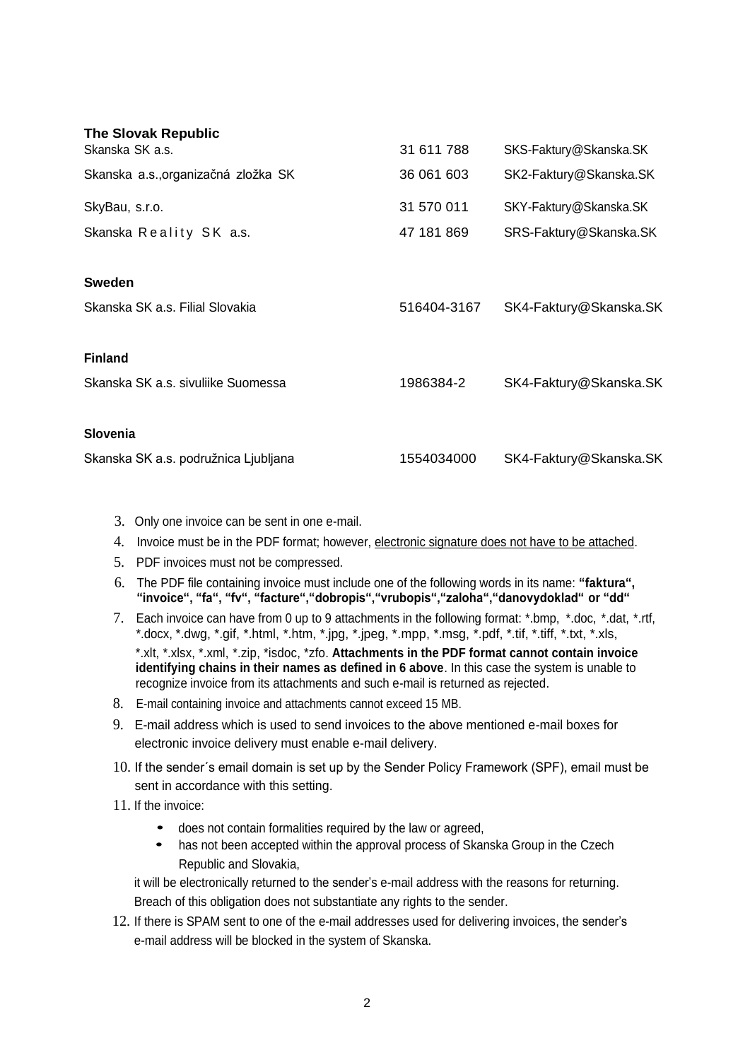**The Slovak Republic**

| | | |
|---|---|---|
| Skanska SK a.s. | 31 611 788 | SKS-Faktury@Skanska.SK |
| Skanska a.s.,organizačná zložka SK | 36 061 603 | SK2-Faktury@Skanska.SK |
| SkyBau, s.r.o. | 31 570 011 | SKY-Faktury@Skanska.SK |
| Skanska Reality SK a.s. | 47 181 869 | SRS-Faktury@Skanska.SK |

**Sweden**

| | | |
|---|---|---|
| Skanska SK a.s. Filial Slovakia | 516404-3167 | SK4-Faktury@Skanska.SK |

**Finland**

| | | |
|---|---|---|
| Skanska SK a.s. sivuliike Suomessa | 1986384-2 | SK4-Faktury@Skanska.SK |

**Slovenia**

| | | |
|---|---|---|
| Skanska SK a.s. podružnica Ljubljana | 1554034000 | SK4-Faktury@Skanska.SK |

3. Only one invoice can be sent in one e-mail.
4. Invoice must be in the PDF format; however, electronic signature does not have to be attached.
5. PDF invoices must not be compressed.
6. The PDF file containing invoice must include one of the following words in its name: **"faktura", "invoice", "fa", "fv", "facture","dobropis","vrubopis","zaloha","danovydoklad" or "dd"**
7. Each invoice can have from 0 up to 9 attachments in the following format: *.bmp, *.doc, *.dat, *.rtf, *.docx, *.dwg, *.gif, *.html, *.htm, *.jpg, *.jpeg, *.mpp, *.msg, *.pdf, *.tif, *.tiff, *.txt, *.xls, *.xlt, *.xlsx, *.xml, *.zip, *isdoc, *zfo. **Attachments in the PDF format cannot contain invoice identifying chains in their names as defined in 6 above**. In this case the system is unable to recognize invoice from its attachments and such e-mail is returned as rejected.
8. E-mail containing invoice and attachments cannot exceed 15 MB.
9. E-mail address which is used to send invoices to the above mentioned e-mail boxes for electronic invoice delivery must enable e-mail delivery.
10. If the sender´s email domain is set up by the Sender Policy Framework (SPF), email must be sent in accordance with this setting.
11. If the invoice:
    - does not contain formalities required by the law or agreed,
    - has not been accepted within the approval process of Skanska Group in the Czech Republic and Slovakia,

    it will be electronically returned to the sender's e-mail address with the reasons for returning. Breach of this obligation does not substantiate any rights to the sender.
12. If there is SPAM sent to one of the e-mail addresses used for delivering invoices, the sender's e-mail address will be blocked in the system of Skanska.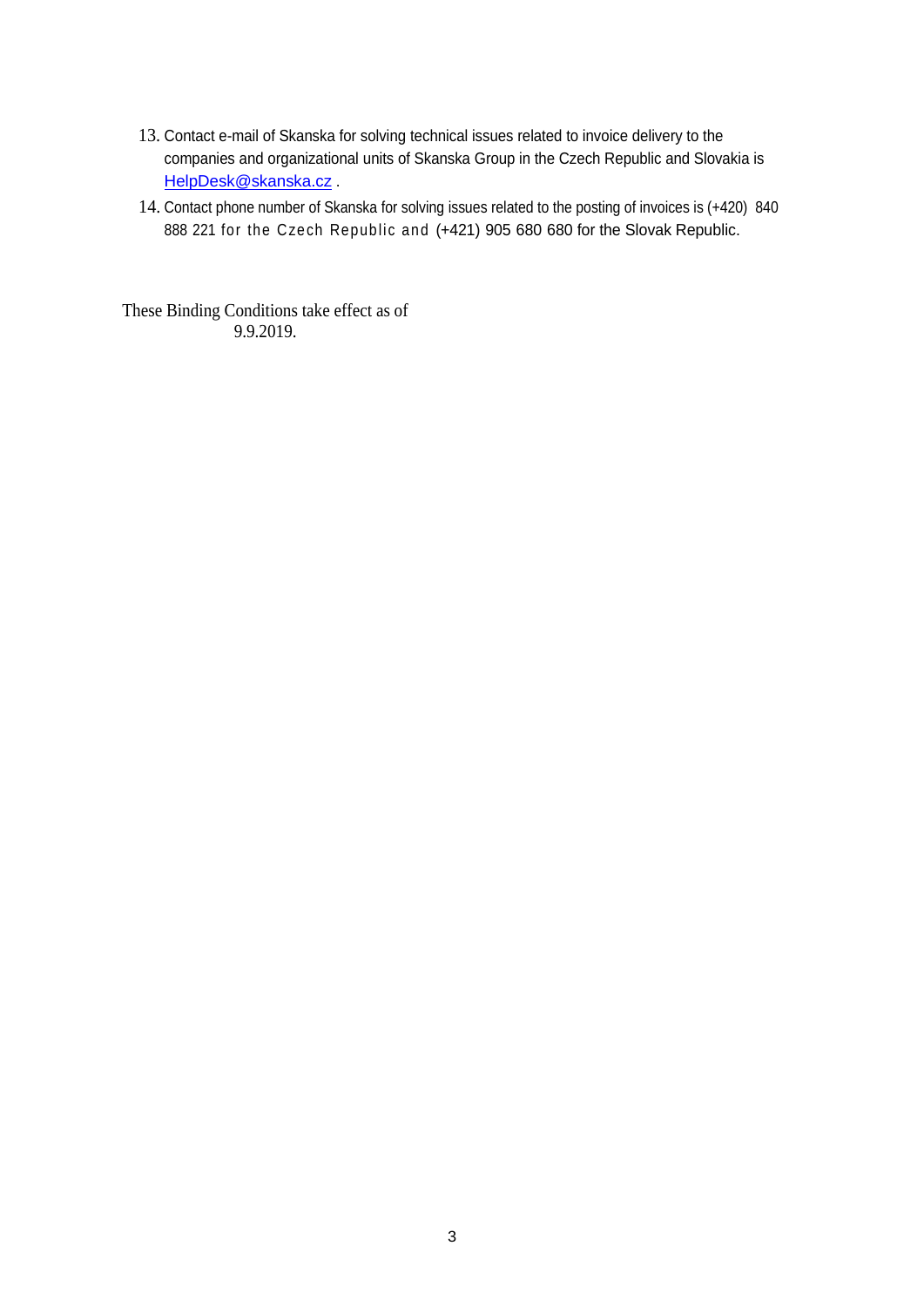13. Contact e-mail of Skanska for solving technical issues related to invoice delivery to the companies and organizational units of Skanska Group in the Czech Republic and Slovakia is HelpDesk@skanska.cz .
14. Contact phone number of Skanska for solving issues related to the posting of invoices is (+420) 840 888 221 for the Czech Republic and (+421) 905 680 680 for the Slovak Republic.

These Binding Conditions take effect as of 9.9.2019.